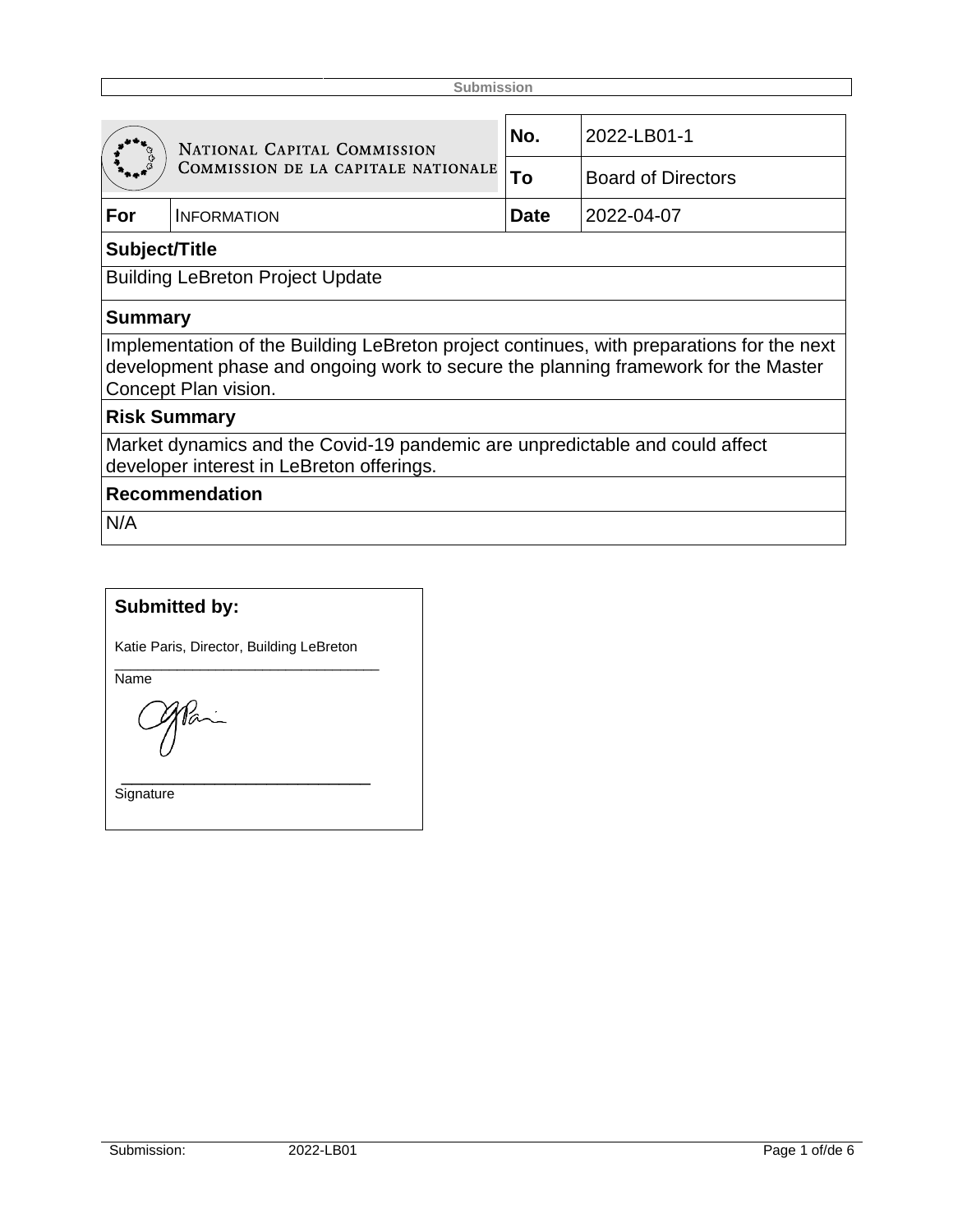Submission

| NATIONAL CAPITAL COMMISSION<br>COMMISSION DE LA CAPITALE NATIONALE | | **No.** | 2022-LB01-1 |
|---|---|---|---|
| | | **To** | Board of Directors |
| **For** | INFORMATION | **Date** | 2022-04-07 |

**Subject/Title**

Building LeBreton Project Update

**Summary**

Implementation of the Building LeBreton project continues, with preparations for the next development phase and ongoing work to secure the planning framework for the Master Concept Plan vision.

**Risk Summary**

Market dynamics and the Covid-19 pandemic are unpredictable and could affect developer interest in LeBreton offerings.

**Recommendation**

N/A

**Submitted by:**

Katie Paris, Director, Building LeBreton
Name

Signature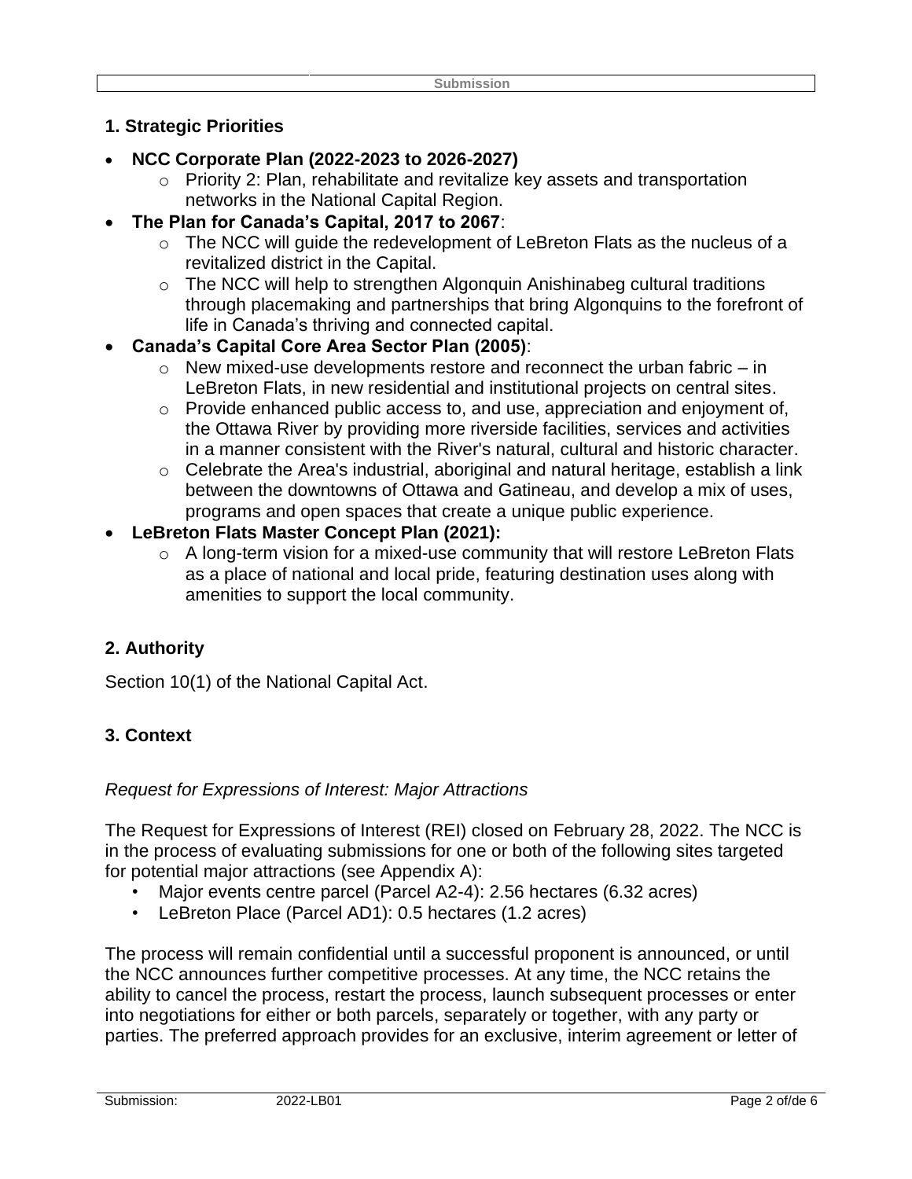## 1. Strategic Priorities

- **NCC Corporate Plan (2022-2023 to 2026-2027)**
  - Priority 2: Plan, rehabilitate and revitalize key assets and transportation networks in the National Capital Region.
- **The Plan for Canada's Capital, 2017 to 2067**:
  - The NCC will guide the redevelopment of LeBreton Flats as the nucleus of a revitalized district in the Capital.
  - The NCC will help to strengthen Algonquin Anishinabeg cultural traditions through placemaking and partnerships that bring Algonquins to the forefront of life in Canada's thriving and connected capital.
- **Canada's Capital Core Area Sector Plan (2005)**:
  - New mixed-use developments restore and reconnect the urban fabric – in LeBreton Flats, in new residential and institutional projects on central sites.
  - Provide enhanced public access to, and use, appreciation and enjoyment of, the Ottawa River by providing more riverside facilities, services and activities in a manner consistent with the River's natural, cultural and historic character.
  - Celebrate the Area's industrial, aboriginal and natural heritage, establish a link between the downtowns of Ottawa and Gatineau, and develop a mix of uses, programs and open spaces that create a unique public experience.
- **LeBreton Flats Master Concept Plan (2021):**
  - A long-term vision for a mixed-use community that will restore LeBreton Flats as a place of national and local pride, featuring destination uses along with amenities to support the local community.

## 2. Authority

Section 10(1) of the National Capital Act.

## 3. Context

*Request for Expressions of Interest: Major Attractions*

The Request for Expressions of Interest (REI) closed on February 28, 2022. The NCC is in the process of evaluating submissions for one or both of the following sites targeted for potential major attractions (see Appendix A):

- Major events centre parcel (Parcel A2-4): 2.56 hectares (6.32 acres)
- LeBreton Place (Parcel AD1): 0.5 hectares (1.2 acres)

The process will remain confidential until a successful proponent is announced, or until the NCC announces further competitive processes. At any time, the NCC retains the ability to cancel the process, restart the process, launch subsequent processes or enter into negotiations for either or both parcels, separately or together, with any party or parties. The preferred approach provides for an exclusive, interim agreement or letter of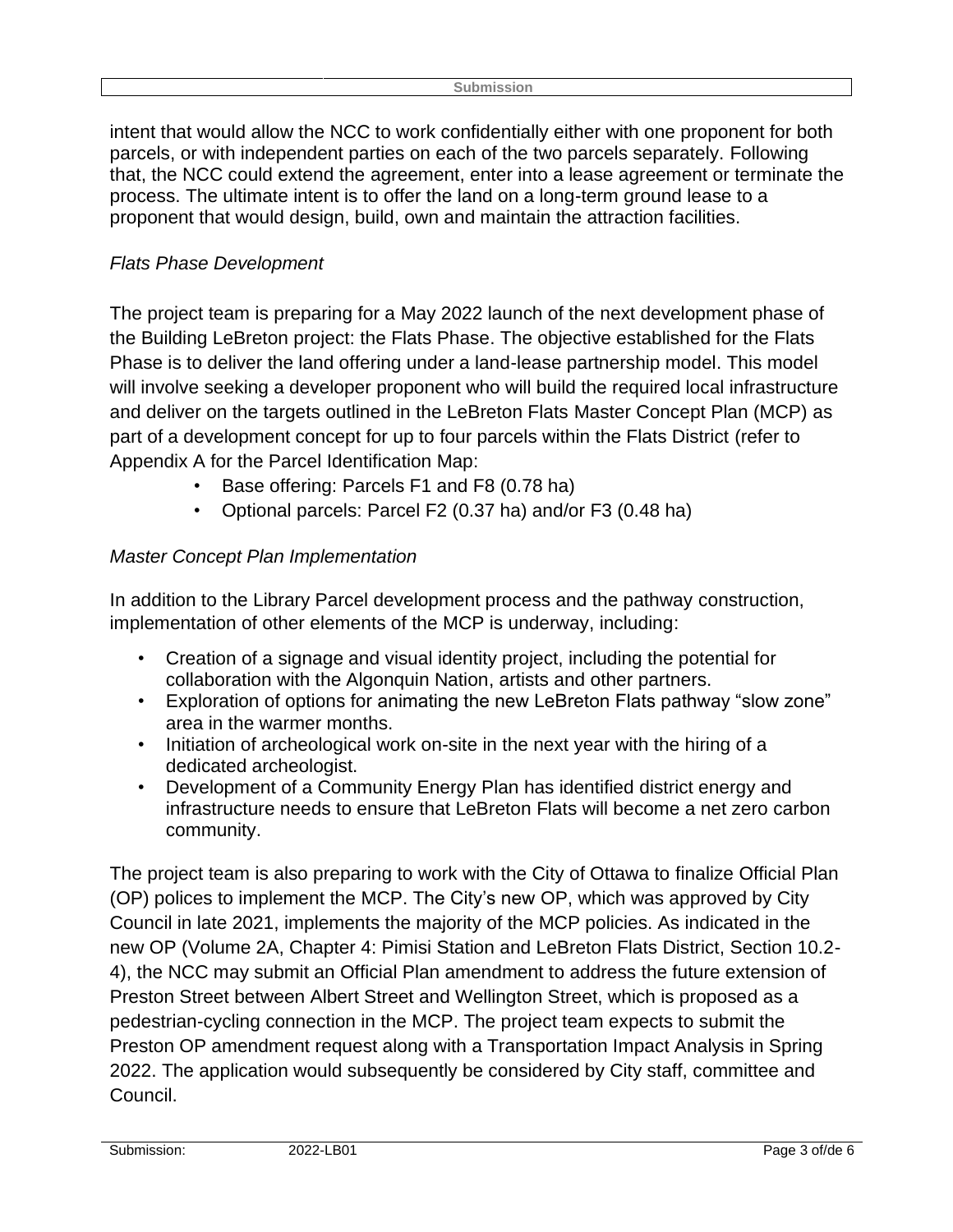intent that would allow the NCC to work confidentially either with one proponent for both parcels, or with independent parties on each of the two parcels separately. Following that, the NCC could extend the agreement, enter into a lease agreement or terminate the process. The ultimate intent is to offer the land on a long-term ground lease to a proponent that would design, build, own and maintain the attraction facilities.

*Flats Phase Development*

The project team is preparing for a May 2022 launch of the next development phase of the Building LeBreton project: the Flats Phase. The objective established for the Flats Phase is to deliver the land offering under a land-lease partnership model. This model will involve seeking a developer proponent who will build the required local infrastructure and deliver on the targets outlined in the LeBreton Flats Master Concept Plan (MCP) as part of a development concept for up to four parcels within the Flats District (refer to Appendix A for the Parcel Identification Map:

- Base offering: Parcels F1 and F8 (0.78 ha)
- Optional parcels: Parcel F2 (0.37 ha) and/or F3 (0.48 ha)

*Master Concept Plan Implementation*

In addition to the Library Parcel development process and the pathway construction, implementation of other elements of the MCP is underway, including:

- Creation of a signage and visual identity project, including the potential for collaboration with the Algonquin Nation, artists and other partners.
- Exploration of options for animating the new LeBreton Flats pathway "slow zone" area in the warmer months.
- Initiation of archeological work on-site in the next year with the hiring of a dedicated archeologist.
- Development of a Community Energy Plan has identified district energy and infrastructure needs to ensure that LeBreton Flats will become a net zero carbon community.

The project team is also preparing to work with the City of Ottawa to finalize Official Plan (OP) polices to implement the MCP. The City's new OP, which was approved by City Council in late 2021, implements the majority of the MCP policies. As indicated in the new OP (Volume 2A, Chapter 4: Pimisi Station and LeBreton Flats District, Section 10.2-4), the NCC may submit an Official Plan amendment to address the future extension of Preston Street between Albert Street and Wellington Street, which is proposed as a pedestrian-cycling connection in the MCP. The project team expects to submit the Preston OP amendment request along with a Transportation Impact Analysis in Spring 2022. The application would subsequently be considered by City staff, committee and Council.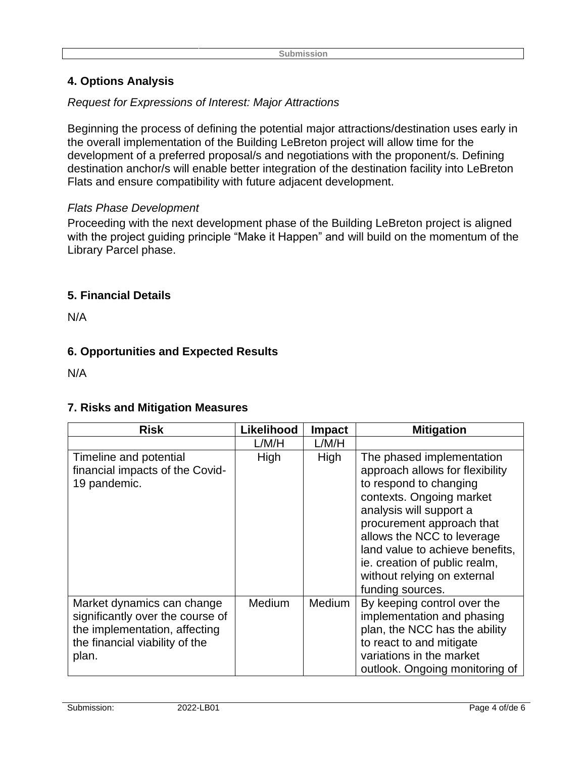## 4. Options Analysis

*Request for Expressions of Interest: Major Attractions*

Beginning the process of defining the potential major attractions/destination uses early in the overall implementation of the Building LeBreton project will allow time for the development of a preferred proposal/s and negotiations with the proponent/s. Defining destination anchor/s will enable better integration of the destination facility into LeBreton Flats and ensure compatibility with future adjacent development.

*Flats Phase Development*

Proceeding with the next development phase of the Building LeBreton project is aligned with the project guiding principle "Make it Happen" and will build on the momentum of the Library Parcel phase.

## 5. Financial Details

N/A

## 6. Opportunities and Expected Results

N/A

## 7. Risks and Mitigation Measures

| Risk | Likelihood | Impact | Mitigation |
|---|---|---|---|
| | L/M/H | L/M/H | |
| Timeline and potential financial impacts of the Covid-19 pandemic. | High | High | The phased implementation approach allows for flexibility to respond to changing contexts. Ongoing market analysis will support a procurement approach that allows the NCC to leverage land value to achieve benefits, ie. creation of public realm, without relying on external funding sources. |
| Market dynamics can change significantly over the course of the implementation, affecting the financial viability of the plan. | Medium | Medium | By keeping control over the implementation and phasing plan, the NCC has the ability to react to and mitigate variations in the market outlook. Ongoing monitoring of |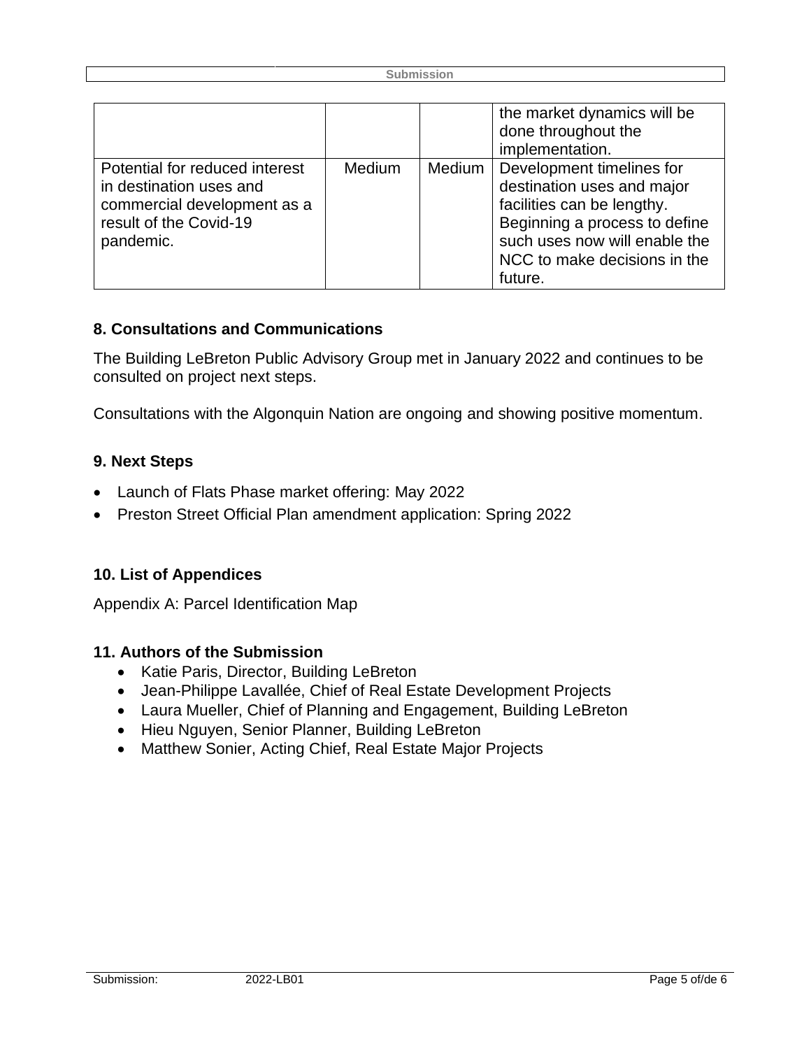| | | | |
|---|---|---|---|
| | | | the market dynamics will be done throughout the implementation. |
| Potential for reduced interest in destination uses and commercial development as a result of the Covid-19 pandemic. | Medium | Medium | Development timelines for destination uses and major facilities can be lengthy. Beginning a process to define such uses now will enable the NCC to make decisions in the future. |

## 8. Consultations and Communications

The Building LeBreton Public Advisory Group met in January 2022 and continues to be consulted on project next steps.

Consultations with the Algonquin Nation are ongoing and showing positive momentum.

## 9. Next Steps

- Launch of Flats Phase market offering: May 2022
- Preston Street Official Plan amendment application: Spring 2022

## 10. List of Appendices

Appendix A: Parcel Identification Map

## 11. Authors of the Submission

- Katie Paris, Director, Building LeBreton
- Jean-Philippe Lavallée, Chief of Real Estate Development Projects
- Laura Mueller, Chief of Planning and Engagement, Building LeBreton
- Hieu Nguyen, Senior Planner, Building LeBreton
- Matthew Sonier, Acting Chief, Real Estate Major Projects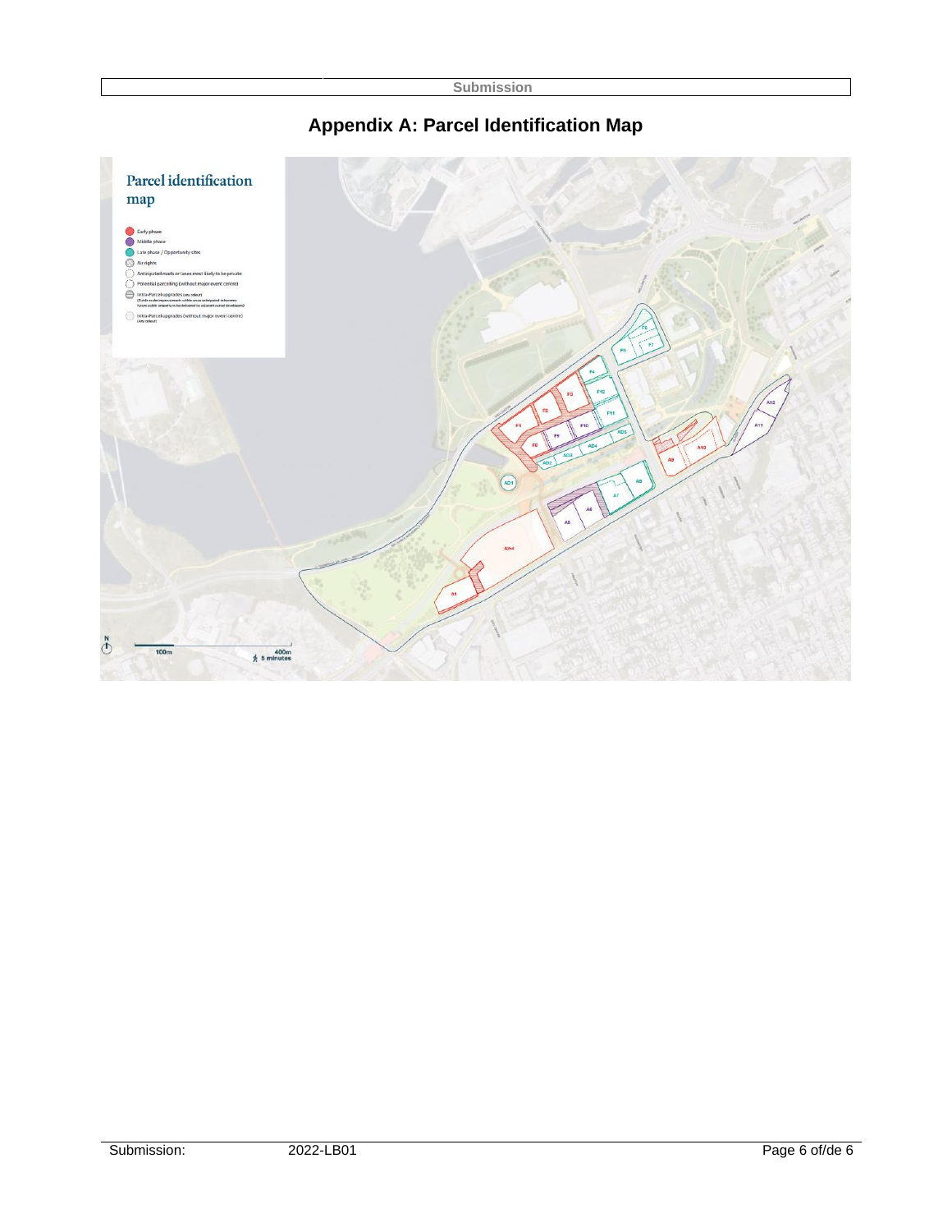# Appendix A: Parcel Identification Map

Parcel identification map

Early phase

Middle phase

Late phase / Opportunity sites

Air rights

Anticipated roads or lanes most likely to be private

Potential parcelling (without major event centre)

Intra-Parcel upgrades (any colour)
(Public realm improvements within areas anticipated in becomes future public property to be delivered by adjacent parcel developers)

Intra-Parcel upgrades (without major event centre)
(Any colour)

F1 F2 F3 F4 F5 F6 F7 F8 F9 F10 F11 F12

AD1 AD2 AD3 AD4 AD5 A1 A2a4 A5 A6 A7 A8 A9 A10 A11 A12

N

100m

400m
5 minutes